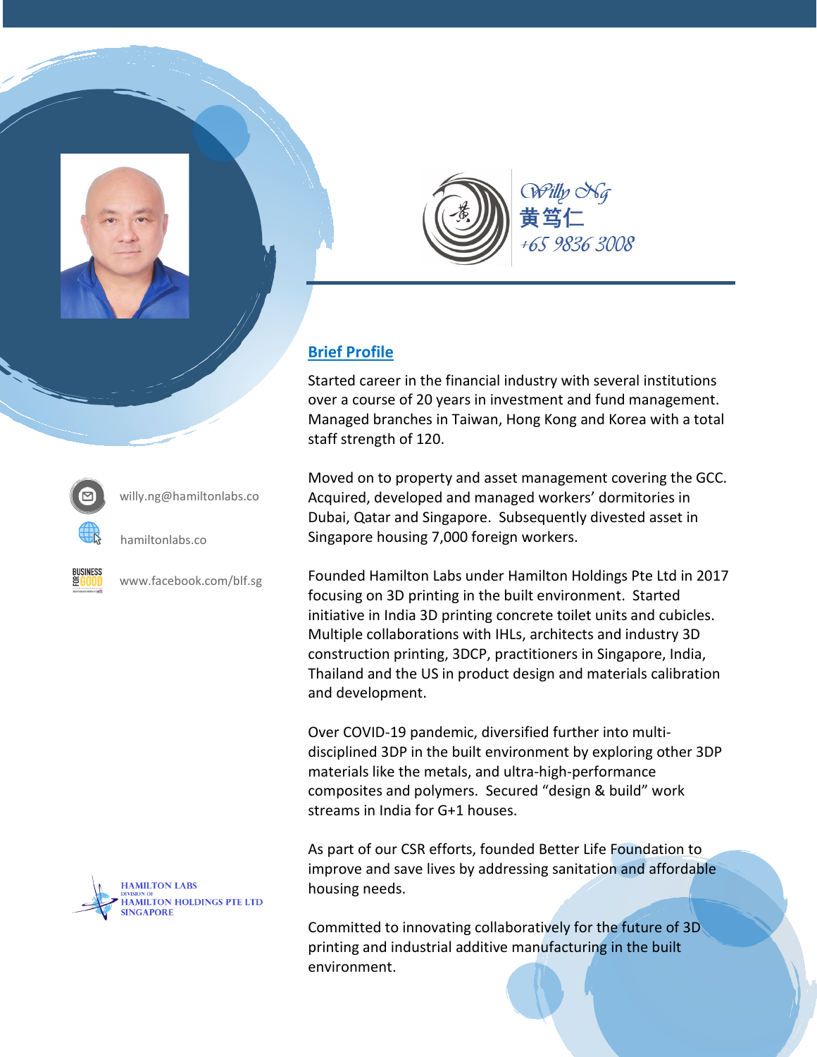Willy Ng
黄笃仁
+65 9836 3008

willy.ng@hamiltonlabs.co

hamiltonlabs.co

www.facebook.com/blf.sg

HAMILTON LABS
DIVISION OF
HAMILTON HOLDINGS PTE LTD
SINGAPORE

## Brief Profile

Started career in the financial industry with several institutions over a course of 20 years in investment and fund management. Managed branches in Taiwan, Hong Kong and Korea with a total staff strength of 120.

Moved on to property and asset management covering the GCC. Acquired, developed and managed workers' dormitories in Dubai, Qatar and Singapore. Subsequently divested asset in Singapore housing 7,000 foreign workers.

Founded Hamilton Labs under Hamilton Holdings Pte Ltd in 2017 focusing on 3D printing in the built environment. Started initiative in India 3D printing concrete toilet units and cubicles. Multiple collaborations with IHLs, architects and industry 3D construction printing, 3DCP, practitioners in Singapore, India, Thailand and the US in product design and materials calibration and development.

Over COVID-19 pandemic, diversified further into multi-disciplined 3DP in the built environment by exploring other 3DP materials like the metals, and ultra-high-performance composites and polymers. Secured "design & build" work streams in India for G+1 houses.

As part of our CSR efforts, founded Better Life Foundation to improve and save lives by addressing sanitation and affordable housing needs.

Committed to innovating collaboratively for the future of 3D printing and industrial additive manufacturing in the built environment.